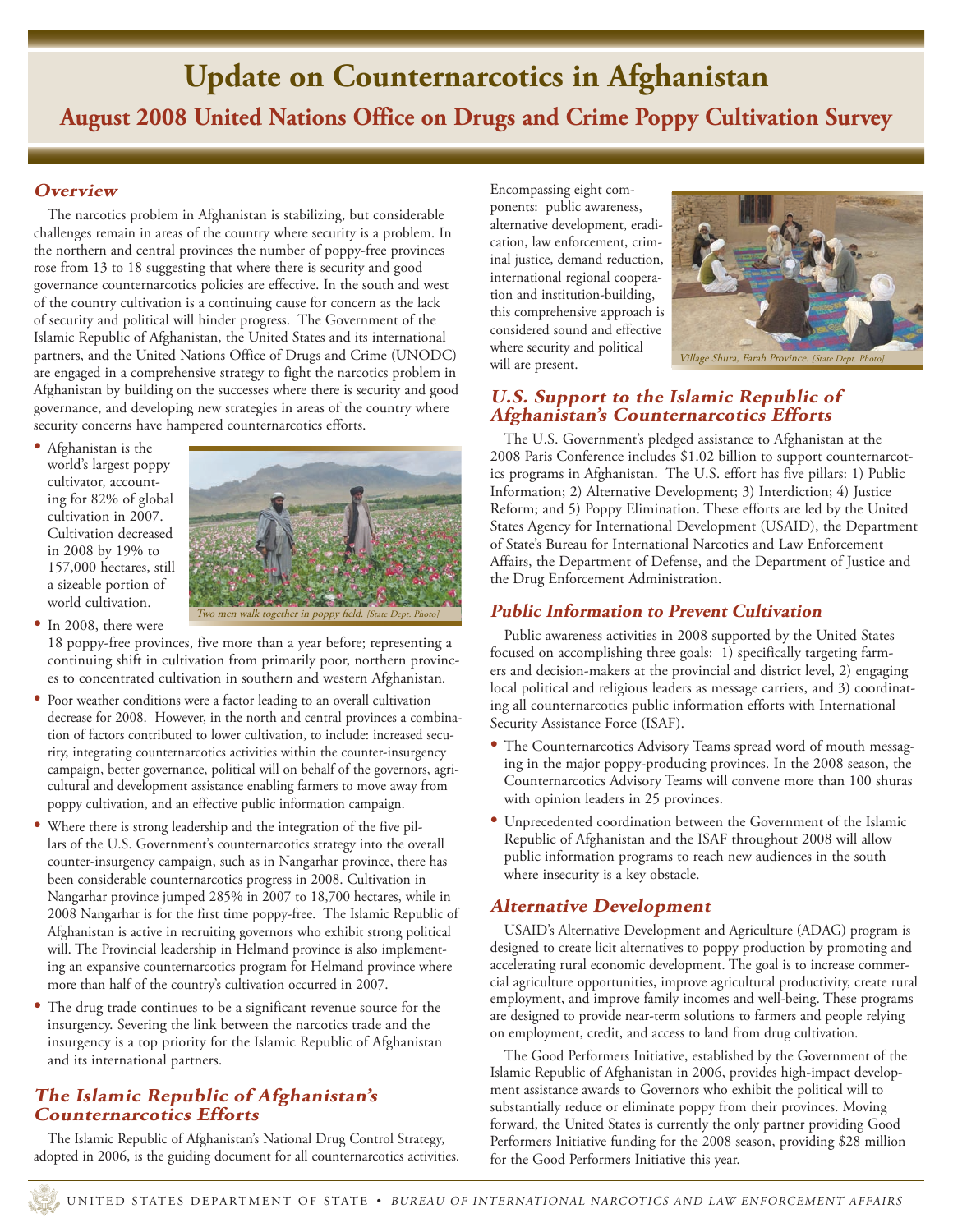# Update on Counternarcotics in Afghanistan

## August 2008 United Nations Office on Drugs and Crime Poppy Cultivation Survey

### *Overview*

The narcotics problem in Afghanistan is stabilizing, but considerable challenges remain in areas of the country where security is a problem. In the northern and central provinces the number of poppy-free provinces rose from 13 to 18 suggesting that where there is security and good governance counternarcotics policies are effective. In the south and west of the country cultivation is a continuing cause for concern as the lack of security and political will hinder progress. The Government of the Islamic Republic of Afghanistan, the United States and its international partners, and the United Nations Office of Drugs and Crime (UNODC) are engaged in a comprehensive strategy to fight the narcotics problem in Afghanistan by building on the successes where there is security and good governance, and developing new strategies in areas of the country where security concerns have hampered counternarcotics efforts.

- Afghanistan is the world's largest poppy cultivator, accounting for 82% of global cultivation in 2007. Cultivation decreased in 2008 by 19% to 157,000 hectares, still a sizeable portion of world cultivation.

*Two men walk together in poppy field. [State Dept. Photo]*

- In 2008, there were 18 poppy-free provinces, five more than a year before; representing a continuing shift in cultivation from primarily poor, northern provinces to concentrated cultivation in southern and western Afghanistan.
- Poor weather conditions were a factor leading to an overall cultivation decrease for 2008. However, in the north and central provinces a combination of factors contributed to lower cultivation, to include: increased security, integrating counternarcotics activities within the counter-insurgency campaign, better governance, political will on behalf of the governors, agricultural and development assistance enabling farmers to move away from poppy cultivation, and an effective public information campaign.
- Where there is strong leadership and the integration of the five pillars of the U.S. Government's counternarcotics strategy into the overall counter-insurgency campaign, such as in Nangarhar province, there has been considerable counternarcotics progress in 2008. Cultivation in Nangarhar province jumped 285% in 2007 to 18,700 hectares, while in 2008 Nangarhar is for the first time poppy-free. The Islamic Republic of Afghanistan is active in recruiting governors who exhibit strong political will. The Provincial leadership in Helmand province is also implementing an expansive counternarcotics program for Helmand province where more than half of the country's cultivation occurred in 2007.
- The drug trade continues to be a significant revenue source for the insurgency. Severing the link between the narcotics trade and the insurgency is a top priority for the Islamic Republic of Afghanistan and its international partners.

### *The Islamic Republic of Afghanistan's Counternarcotics Efforts*

The Islamic Republic of Afghanistan's National Drug Control Strategy, adopted in 2006, is the guiding document for all counternarcotics activities. Encompassing eight components: public awareness, alternative development, eradication, law enforcement, criminal justice, demand reduction, international regional cooperation and institution-building, this comprehensive approach is considered sound and effective where security and political will are present.

*Village Shura, Farah Province. [State Dept. Photo]*

### *U.S. Support to the Islamic Republic of Afghanistan's Counternarcotics Efforts*

The U.S. Government's pledged assistance to Afghanistan at the 2008 Paris Conference includes $1.02 billion to support counternarcotics programs in Afghanistan. The U.S. effort has five pillars: 1) Public Information; 2) Alternative Development; 3) Interdiction; 4) Justice Reform; and 5) Poppy Elimination. These efforts are led by the United States Agency for International Development (USAID), the Department of State's Bureau for International Narcotics and Law Enforcement Affairs, the Department of Defense, and the Department of Justice and the Drug Enforcement Administration.

### *Public Information to Prevent Cultivation*

Public awareness activities in 2008 supported by the United States focused on accomplishing three goals: 1) specifically targeting farmers and decision-makers at the provincial and district level, 2) engaging local political and religious leaders as message carriers, and 3) coordinating all counternarcotics public information efforts with International Security Assistance Force (ISAF).

- The Counternarcotics Advisory Teams spread word of mouth messaging in the major poppy-producing provinces. In the 2008 season, the Counternarcotics Advisory Teams will convene more than 100 shuras with opinion leaders in 25 provinces.
- Unprecedented coordination between the Government of the Islamic Republic of Afghanistan and the ISAF throughout 2008 will allow public information programs to reach new audiences in the south where insecurity is a key obstacle.

### *Alternative Development*

USAID's Alternative Development and Agriculture (ADAG) program is designed to create licit alternatives to poppy production by promoting and accelerating rural economic development. The goal is to increase commercial agriculture opportunities, improve agricultural productivity, create rural employment, and improve family incomes and well-being. These programs are designed to provide near-term solutions to farmers and people relying on employment, credit, and access to land from drug cultivation.

The Good Performers Initiative, established by the Government of the Islamic Republic of Afghanistan in 2006, provides high-impact development assistance awards to Governors who exhibit the political will to substantially reduce or eliminate poppy from their provinces. Moving forward, the United States is currently the only partner providing Good Performers Initiative funding for the 2008 season, providing $28 million for the Good Performers Initiative this year.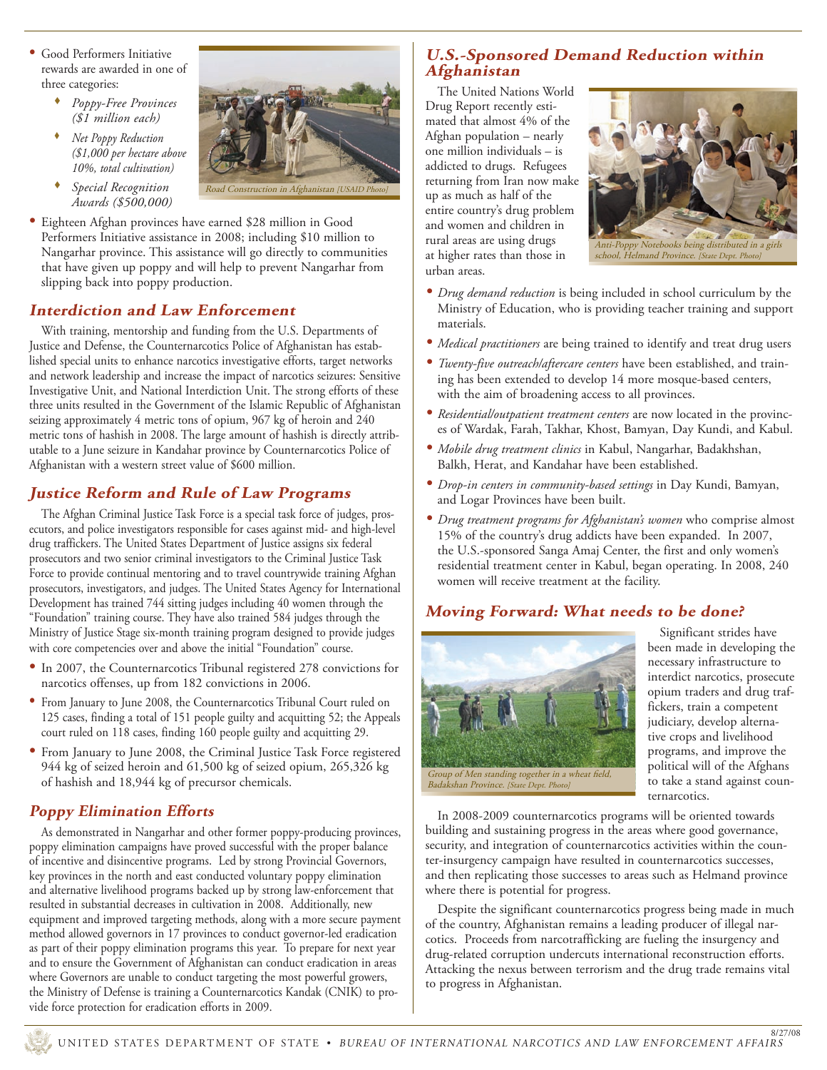- Good Performers Initiative rewards are awarded in one of three categories:
  - *Poppy-Free Provinces ($1 million each)*
  - *Net Poppy Reduction ($1,000 per hectare above 10%, total cultivation)*
  - *Special Recognition Awards ($500,000)*

*Road Construction in Afghanistan [USAID Photo]*

- Eighteen Afghan provinces have earned $28 million in Good Performers Initiative assistance in 2008; including $10 million to Nangarhar province. This assistance will go directly to communities that have given up poppy and will help to prevent Nangarhar from slipping back into poppy production.

## Interdiction and Law Enforcement

With training, mentorship and funding from the U.S. Departments of Justice and Defense, the Counternarcotics Police of Afghanistan has established special units to enhance narcotics investigative efforts, target networks and network leadership and increase the impact of narcotics seizures: Sensitive Investigative Unit, and National Interdiction Unit. The strong efforts of these three units resulted in the Government of the Islamic Republic of Afghanistan seizing approximately 4 metric tons of opium, 967 kg of heroin and 240 metric tons of hashish in 2008. The large amount of hashish is directly attributable to a June seizure in Kandahar province by Counternarcotics Police of Afghanistan with a western street value of $600 million.

## Justice Reform and Rule of Law Programs

The Afghan Criminal Justice Task Force is a special task force of judges, prosecutors, and police investigators responsible for cases against mid- and high-level drug traffickers. The United States Department of Justice assigns six federal prosecutors and two senior criminal investigators to the Criminal Justice Task Force to provide continual mentoring and to travel countrywide training Afghan prosecutors, investigators, and judges. The United States Agency for International Development has trained 744 sitting judges including 40 women through the "Foundation" training course. They have also trained 584 judges through the Ministry of Justice Stage six-month training program designed to provide judges with core competencies over and above the initial "Foundation" course.

- In 2007, the Counternarcotics Tribunal registered 278 convictions for narcotics offenses, up from 182 convictions in 2006.
- From January to June 2008, the Counternarcotics Tribunal Court ruled on 125 cases, finding a total of 151 people guilty and acquitting 52; the Appeals court ruled on 118 cases, finding 160 people guilty and acquitting 29.
- From January to June 2008, the Criminal Justice Task Force registered 944 kg of seized heroin and 61,500 kg of seized opium, 265,326 kg of hashish and 18,944 kg of precursor chemicals.

## Poppy Elimination Efforts

As demonstrated in Nangarhar and other former poppy-producing provinces, poppy elimination campaigns have proved successful with the proper balance of incentive and disincentive programs. Led by strong Provincial Governors, key provinces in the north and east conducted voluntary poppy elimination and alternative livelihood programs backed up by strong law-enforcement that resulted in substantial decreases in cultivation in 2008. Additionally, new equipment and improved targeting methods, along with a more secure payment method allowed governors in 17 provinces to conduct governor-led eradication as part of their poppy elimination programs this year. To prepare for next year and to ensure the Government of Afghanistan can conduct eradication in areas where Governors are unable to conduct targeting the most powerful growers, the Ministry of Defense is training a Counternarcotics Kandak (CNIK) to provide force protection for eradication efforts in 2009.

## U.S.-Sponsored Demand Reduction within Afghanistan

The United Nations World Drug Report recently estimated that almost 4% of the Afghan population – nearly one million individuals – is addicted to drugs. Refugees returning from Iran now make up as much as half of the entire country's drug problem and women and children in rural areas are using drugs at higher rates than those in urban areas.

*Anti-Poppy Notebooks being distributed in a girls school, Helmand Province. [State Dept. Photo]*

- *Drug demand reduction* is being included in school curriculum by the Ministry of Education, who is providing teacher training and support materials.
- *Medical practitioners* are being trained to identify and treat drug users
- *Twenty-five outreach/aftercare centers* have been established, and training has been extended to develop 14 more mosque-based centers, with the aim of broadening access to all provinces.
- *Residential/outpatient treatment centers* are now located in the provinces of Wardak, Farah, Takhar, Khost, Bamyan, Day Kundi, and Kabul.
- *Mobile drug treatment clinics* in Kabul, Nangarhar, Badakhshan, Balkh, Herat, and Kandahar have been established.
- *Drop-in centers in community-based settings* in Day Kundi, Bamyan, and Logar Provinces have been built.
- *Drug treatment programs for Afghanistan's women* who comprise almost 15% of the country's drug addicts have been expanded. In 2007, the U.S.-sponsored Sanga Amaj Center, the first and only women's residential treatment center in Kabul, began operating. In 2008, 240 women will receive treatment at the facility.

## Moving Forward: What needs to be done?

*Group of Men standing together in a wheat field, Badakhshan Province. [State Dept. Photo]*

Significant strides have been made in developing the necessary infrastructure to interdict narcotics, prosecute opium traders and drug traffickers, train a competent judiciary, develop alternative crops and livelihood programs, and improve the political will of the Afghans to take a stand against counternarcotics.

In 2008-2009 counternarcotics programs will be oriented towards building and sustaining progress in the areas where good governance, security, and integration of counternarcotics activities within the counter-insurgency campaign have resulted in counternarcotics successes, and then replicating those successes to areas such as Helmand province where there is potential for progress.

Despite the significant counternarcotics progress being made in much of the country, Afghanistan remains a leading producer of illegal narcotics. Proceeds from narcotrafficking are fueling the insurgency and drug-related corruption undercuts international reconstruction efforts. Attacking the nexus between terrorism and the drug trade remains vital to progress in Afghanistan.

8/27/08

UNITED STATES DEPARTMENT OF STATE • *BUREAU OF INTERNATIONAL NARCOTICS AND LAW ENFORCEMENT AFFAIRS*